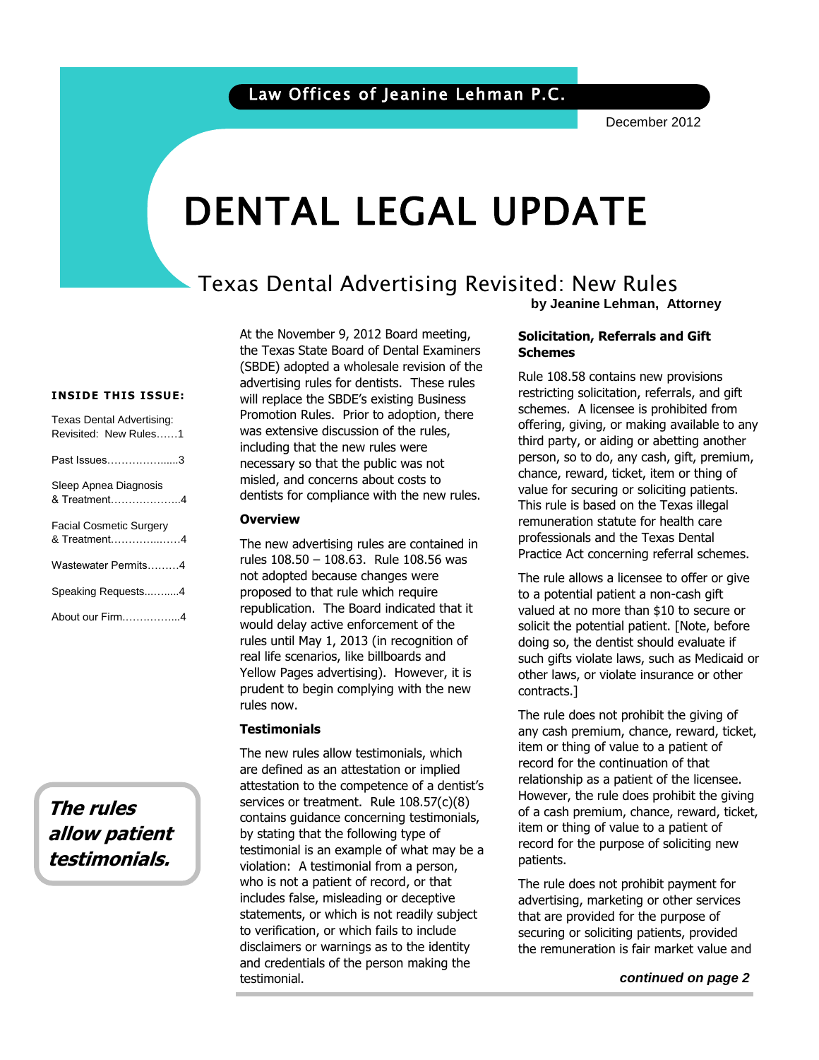Law Offices of Jeanine Lehman P.C.

December 2012

# DENTAL LEGAL UPDATE

## Texas Dental Advertising Revisited: New Rules

**by Jeanine Lehman, Attorney**

**INSIDE THIS ISSUE:**

- Texas Dental Advertising: Revisited: New Rules......1
- Past Issues.....................3
- Sleep Apnea Diagnosis & Treatment....................4
- Facial Cosmetic Surgery & Treatment..................4
- Wastewater Permits.........4
- Speaking Requests...........4
- About our Firm.................4

***The rules allow patient testimonials.***

At the November 9, 2012 Board meeting, the Texas State Board of Dental Examiners (SBDE) adopted a wholesale revision of the advertising rules for dentists. These rules will replace the SBDE's existing Business Promotion Rules. Prior to adoption, there was extensive discussion of the rules, including that the new rules were necessary so that the public was not misled, and concerns about costs to dentists for compliance with the new rules.

### Overview

The new advertising rules are contained in rules 108.50 – 108.63. Rule 108.56 was not adopted because changes were proposed to that rule which require republication. The Board indicated that it would delay active enforcement of the rules until May 1, 2013 (in recognition of real life scenarios, like billboards and Yellow Pages advertising). However, it is prudent to begin complying with the new rules now.

### Testimonials

The new rules allow testimonials, which are defined as an attestation or implied attestation to the competence of a dentist's services or treatment. Rule 108.57(c)(8) contains guidance concerning testimonials, by stating that the following type of testimonial is an example of what may be a violation: A testimonial from a person, who is not a patient of record, or that includes false, misleading or deceptive statements, or which is not readily subject to verification, or which fails to include disclaimers or warnings as to the identity and credentials of the person making the testimonial.

### Solicitation, Referrals and Gift Schemes

Rule 108.58 contains new provisions restricting solicitation, referrals, and gift schemes. A licensee is prohibited from offering, giving, or making available to any third party, or aiding or abetting another person, so to do, any cash, gift, premium, chance, reward, ticket, item or thing of value for securing or soliciting patients. This rule is based on the Texas illegal remuneration statute for health care professionals and the Texas Dental Practice Act concerning referral schemes.

The rule allows a licensee to offer or give to a potential patient a non-cash gift valued at no more than $10 to secure or solicit the potential patient. [Note, before doing so, the dentist should evaluate if such gifts violate laws, such as Medicaid or other laws, or violate insurance or other contracts.]

The rule does not prohibit the giving of any cash premium, chance, reward, ticket, item or thing of value to a patient of record for the continuation of that relationship as a patient of the licensee. However, the rule does prohibit the giving of a cash premium, chance, reward, ticket, item or thing of value to a patient of record for the purpose of soliciting new patients.

The rule does not prohibit payment for advertising, marketing or other services that are provided for the purpose of securing or soliciting patients, provided the remuneration is fair market value and

***continued on page 2***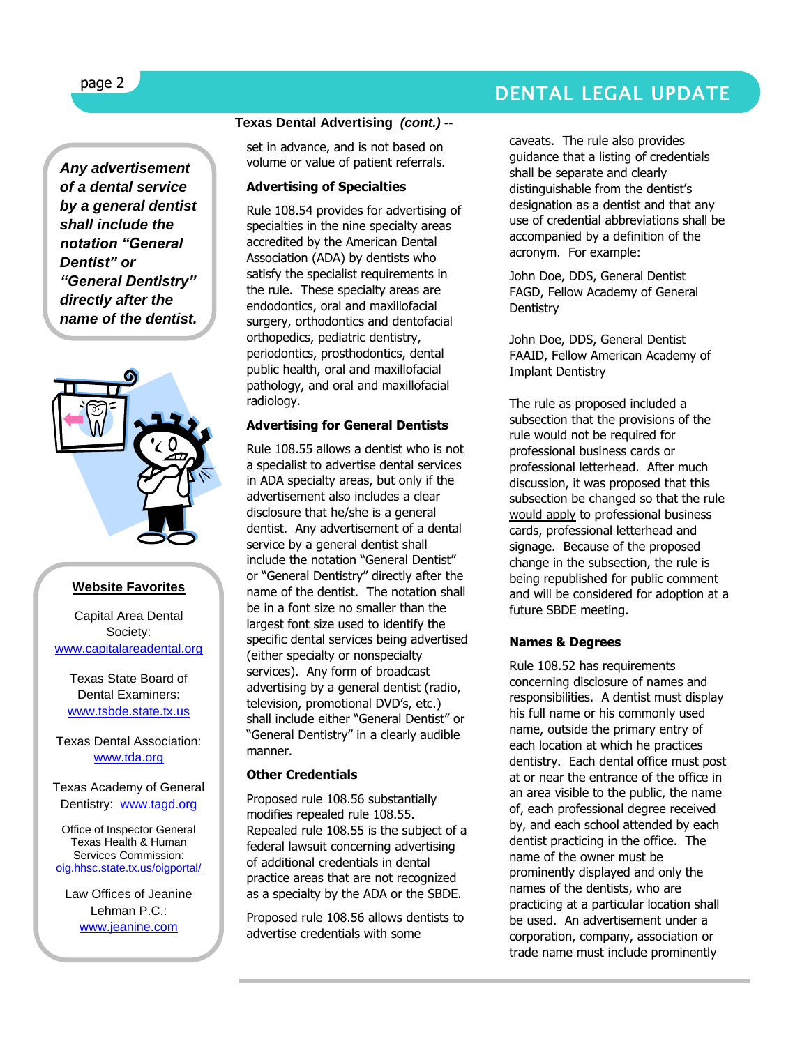## Texas Dental Advertising *(cont.)* --

set in advance, and is not based on volume or value of patient referrals.

### Advertising of Specialties

Rule 108.54 provides for advertising of specialties in the nine specialty areas accredited by the American Dental Association (ADA) by dentists who satisfy the specialist requirements in the rule. These specialty areas are endodontics, oral and maxillofacial surgery, orthodontics and dentofacial orthopedics, pediatric dentistry, periodontics, prosthodontics, dental public health, oral and maxillofacial pathology, and oral and maxillofacial radiology.

### Advertising for General Dentists

Rule 108.55 allows a dentist who is not a specialist to advertise dental services in ADA specialty areas, but only if the advertisement also includes a clear disclosure that he/she is a general dentist. Any advertisement of a dental service by a general dentist shall include the notation "General Dentist" or "General Dentistry" directly after the name of the dentist. The notation shall be in a font size no smaller than the largest font size used to identify the specific dental services being advertised (either specialty or nonspecialty services). Any form of broadcast advertising by a general dentist (radio, television, promotional DVD's, etc.) shall include either "General Dentist" or "General Dentistry" in a clearly audible manner.

### Other Credentials

Proposed rule 108.56 substantially modifies repealed rule 108.55. Repealed rule 108.55 is the subject of a federal lawsuit concerning advertising of additional credentials in dental practice areas that are not recognized as a specialty by the ADA or the SBDE.

Proposed rule 108.56 allows dentists to advertise credentials with some caveats. The rule also provides guidance that a listing of credentials shall be separate and clearly distinguishable from the dentist's designation as a dentist and that any use of credential abbreviations shall be accompanied by a definition of the acronym. For example:

John Doe, DDS, General Dentist
FAGD, Fellow Academy of General Dentistry

John Doe, DDS, General Dentist
FAAID, Fellow American Academy of Implant Dentistry

The rule as proposed included a subsection that the provisions of the rule would not be required for professional business cards or professional letterhead. After much discussion, it was proposed that this subsection be changed so that the rule would apply to professional business cards, professional letterhead and signage. Because of the proposed change in the subsection, the rule is being republished for public comment and will be considered for adoption at a future SBDE meeting.

### Names & Degrees

Rule 108.52 has requirements concerning disclosure of names and responsibilities. A dentist must display his full name or his commonly used name, outside the primary entry of each location at which he practices dentistry. Each dental office must post at or near the entrance of the office in an area visible to the public, the name of, each professional degree received by, and each school attended by each dentist practicing in the office. The name of the owner must be prominently displayed and only the names of the dentists, who are practicing at a particular location shall be used. An advertisement under a corporation, company, association or trade name must include prominently

***Any advertisement of a dental service by a general dentist shall include the notation "General Dentist" or "General Dentistry" directly after the name of the dentist.***

**Website Favorites**

Capital Area Dental Society:
www.capitalareadental.org

Texas State Board of Dental Examiners:
www.tsbde.state.tx.us

Texas Dental Association:
www.tda.org

Texas Academy of General Dentistry: www.tagd.org

Office of Inspector General Texas Health & Human Services Commission:
oig.hhsc.state.tx.us/oigportal/

Law Offices of Jeanine Lehman P.C.:
www.jeanine.com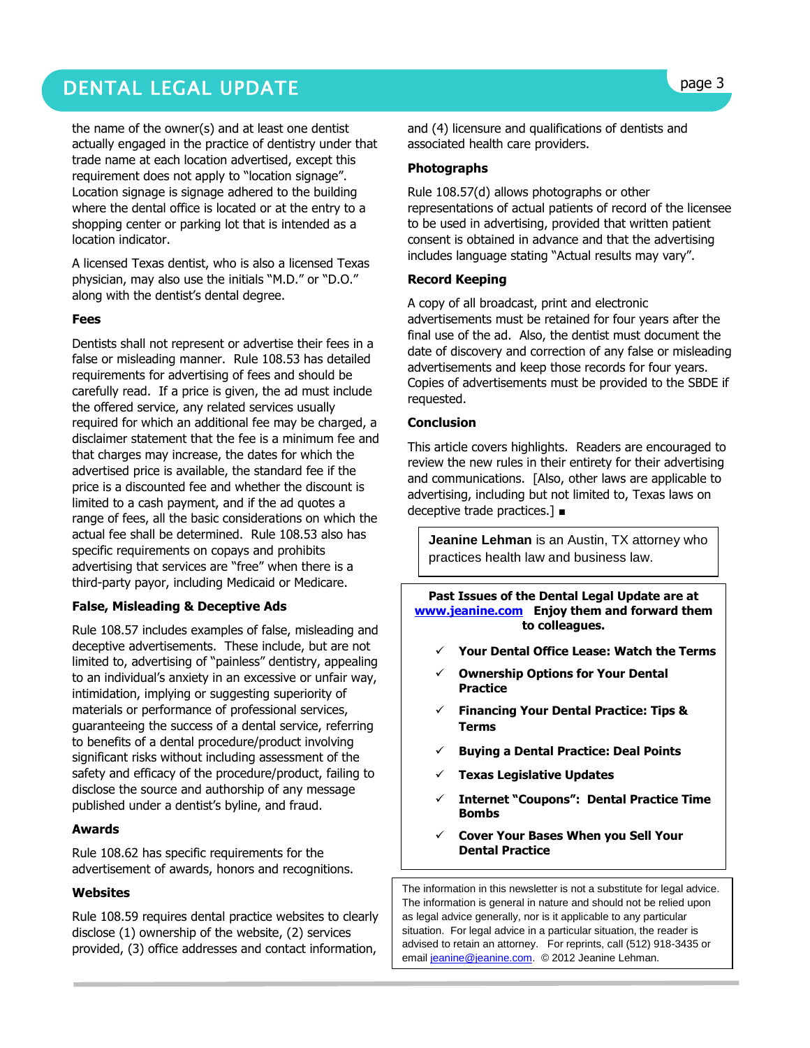the name of the owner(s) and at least one dentist actually engaged in the practice of dentistry under that trade name at each location advertised, except this requirement does not apply to "location signage". Location signage is signage adhered to the building where the dental office is located or at the entry to a shopping center or parking lot that is intended as a location indicator.

A licensed Texas dentist, who is also a licensed Texas physician, may also use the initials "M.D." or "D.O." along with the dentist's dental degree.

### Fees

Dentists shall not represent or advertise their fees in a false or misleading manner. Rule 108.53 has detailed requirements for advertising of fees and should be carefully read. If a price is given, the ad must include the offered service, any related services usually required for which an additional fee may be charged, a disclaimer statement that the fee is a minimum fee and that charges may increase, the dates for which the advertised price is available, the standard fee if the price is a discounted fee and whether the discount is limited to a cash payment, and if the ad quotes a range of fees, all the basic considerations on which the actual fee shall be determined. Rule 108.53 also has specific requirements on copays and prohibits advertising that services are "free" when there is a third-party payor, including Medicaid or Medicare.

### False, Misleading & Deceptive Ads

Rule 108.57 includes examples of false, misleading and deceptive advertisements. These include, but are not limited to, advertising of "painless" dentistry, appealing to an individual's anxiety in an excessive or unfair way, intimidation, implying or suggesting superiority of materials or performance of professional services, guaranteeing the success of a dental service, referring to benefits of a dental procedure/product involving significant risks without including assessment of the safety and efficacy of the procedure/product, failing to disclose the source and authorship of any message published under a dentist's byline, and fraud.

### Awards

Rule 108.62 has specific requirements for the advertisement of awards, honors and recognitions.

### Websites

Rule 108.59 requires dental practice websites to clearly disclose (1) ownership of the website, (2) services provided, (3) office addresses and contact information, and (4) licensure and qualifications of dentists and associated health care providers.

### Photographs

Rule 108.57(d) allows photographs or other representations of actual patients of record of the licensee to be used in advertising, provided that written patient consent is obtained in advance and that the advertising includes language stating "Actual results may vary".

### Record Keeping

A copy of all broadcast, print and electronic advertisements must be retained for four years after the final use of the ad. Also, the dentist must document the date of discovery and correction of any false or misleading advertisements and keep those records for four years. Copies of advertisements must be provided to the SBDE if requested.

### Conclusion

This article covers highlights. Readers are encouraged to review the new rules in their entirety for their advertising and communications. [Also, other laws are applicable to advertising, including but not limited to, Texas laws on deceptive trade practices.] ■

**Jeanine Lehman** is an Austin, TX attorney who practices health law and business law.

**Past Issues of the Dental Legal Update are at www.jeanine.com Enjoy them and forward them to colleagues.**

- ✓ **Your Dental Office Lease: Watch the Terms**
- ✓ **Ownership Options for Your Dental Practice**
- ✓ **Financing Your Dental Practice: Tips & Terms**
- ✓ **Buying a Dental Practice: Deal Points**
- ✓ **Texas Legislative Updates**
- ✓ **Internet "Coupons": Dental Practice Time Bombs**
- ✓ **Cover Your Bases When you Sell Your Dental Practice**

The information in this newsletter is not a substitute for legal advice. The information is general in nature and should not be relied upon as legal advice generally, nor is it applicable to any particular situation. For legal advice in a particular situation, the reader is advised to retain an attorney. For reprints, call (512) 918-3435 or email jeanine@jeanine.com. © 2012 Jeanine Lehman.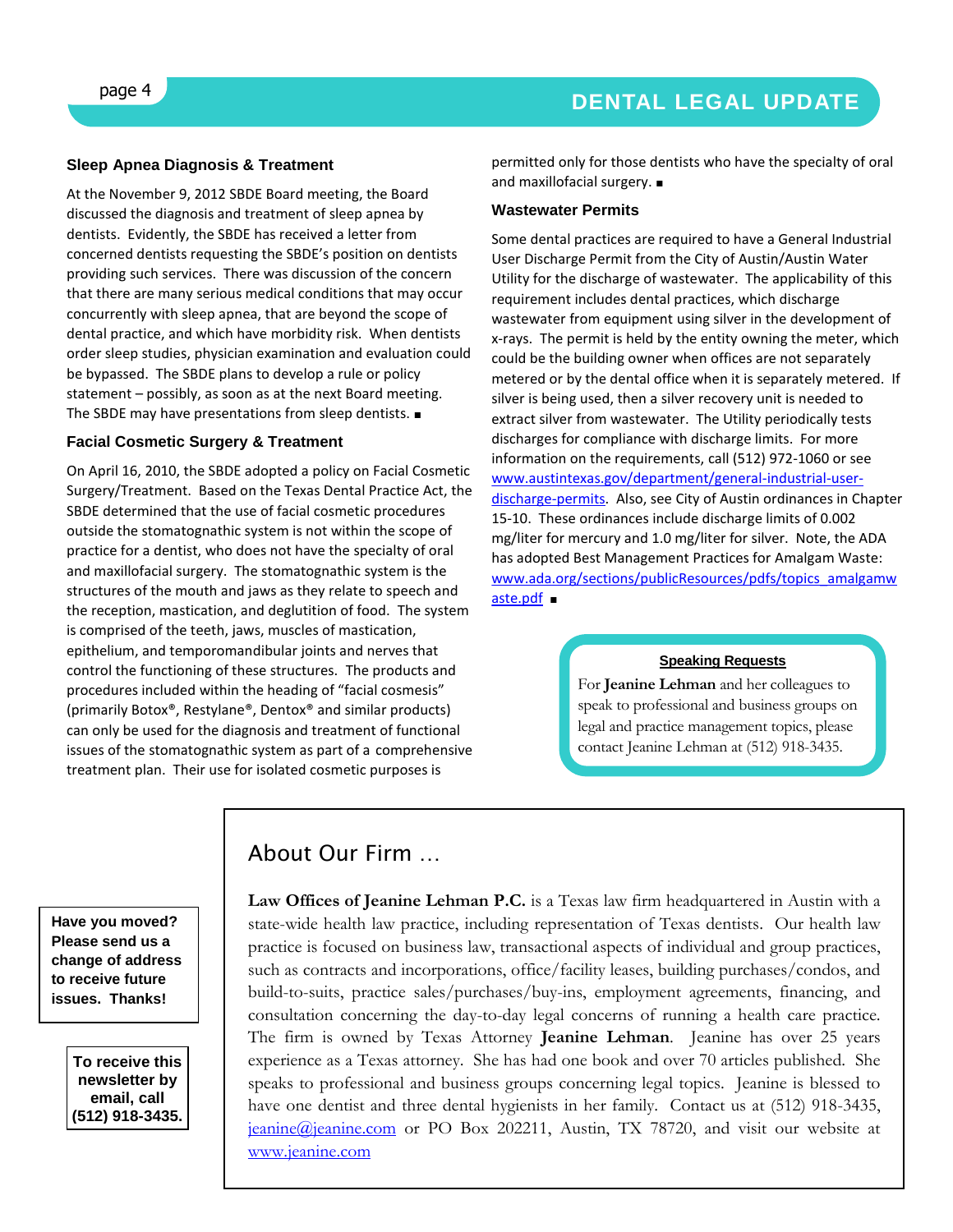### Sleep Apnea Diagnosis & Treatment

At the November 9, 2012 SBDE Board meeting, the Board discussed the diagnosis and treatment of sleep apnea by dentists. Evidently, the SBDE has received a letter from concerned dentists requesting the SBDE's position on dentists providing such services. There was discussion of the concern that there are many serious medical conditions that may occur concurrently with sleep apnea, that are beyond the scope of dental practice, and which have morbidity risk. When dentists order sleep studies, physician examination and evaluation could be bypassed. The SBDE plans to develop a rule or policy statement – possibly, as soon as at the next Board meeting. The SBDE may have presentations from sleep dentists. ■

### Facial Cosmetic Surgery & Treatment

On April 16, 2010, the SBDE adopted a policy on Facial Cosmetic Surgery/Treatment. Based on the Texas Dental Practice Act, the SBDE determined that the use of facial cosmetic procedures outside the stomatognathic system is not within the scope of practice for a dentist, who does not have the specialty of oral and maxillofacial surgery. The stomatognathic system is the structures of the mouth and jaws as they relate to speech and the reception, mastication, and deglutition of food. The system is comprised of the teeth, jaws, muscles of mastication, epithelium, and temporomandibular joints and nerves that control the functioning of these structures. The products and procedures included within the heading of "facial cosmesis" (primarily Botox®, Restylane®, Dentox® and similar products) can only be used for the diagnosis and treatment of functional issues of the stomatognathic system as part of a comprehensive treatment plan. Their use for isolated cosmetic purposes is permitted only for those dentists who have the specialty of oral and maxillofacial surgery. ■

### Wastewater Permits

Some dental practices are required to have a General Industrial User Discharge Permit from the City of Austin/Austin Water Utility for the discharge of wastewater. The applicability of this requirement includes dental practices, which discharge wastewater from equipment using silver in the development of x-rays. The permit is held by the entity owning the meter, which could be the building owner when offices are not separately metered or by the dental office when it is separately metered. If silver is being used, then a silver recovery unit is needed to extract silver from wastewater. The Utility periodically tests discharges for compliance with discharge limits. For more information on the requirements, call (512) 972-1060 or see www.austintexas.gov/department/general-industrial-user-discharge-permits. Also, see City of Austin ordinances in Chapter 15-10. These ordinances include discharge limits of 0.002 mg/liter for mercury and 1.0 mg/liter for silver. Note, the ADA has adopted Best Management Practices for Amalgam Waste: www.ada.org/sections/publicResources/pdfs/topics_amalgamwaste.pdf ■

**Speaking Requests**

For **Jeanine Lehman** and her colleagues to speak to professional and business groups on legal and practice management topics, please contact Jeanine Lehman at (512) 918-3435.

## About Our Firm …

**Law Offices of Jeanine Lehman P.C.** is a Texas law firm headquartered in Austin with a state-wide health law practice, including representation of Texas dentists. Our health law practice is focused on business law, transactional aspects of individual and group practices, such as contracts and incorporations, office/facility leases, building purchases/condos, and build-to-suits, practice sales/purchases/buy-ins, employment agreements, financing, and consultation concerning the day-to-day legal concerns of running a health care practice. The firm is owned by Texas Attorney **Jeanine Lehman**. Jeanine has over 25 years experience as a Texas attorney. She has had one book and over 70 articles published. She speaks to professional and business groups concerning legal topics. Jeanine is blessed to have one dentist and three dental hygienists in her family. Contact us at (512) 918-3435, jeanine@jeanine.com or PO Box 202211, Austin, TX 78720, and visit our website at www.jeanine.com

**Have you moved? Please send us a change of address to receive future issues. Thanks!**

**To receive this newsletter by email, call (512) 918-3435.**